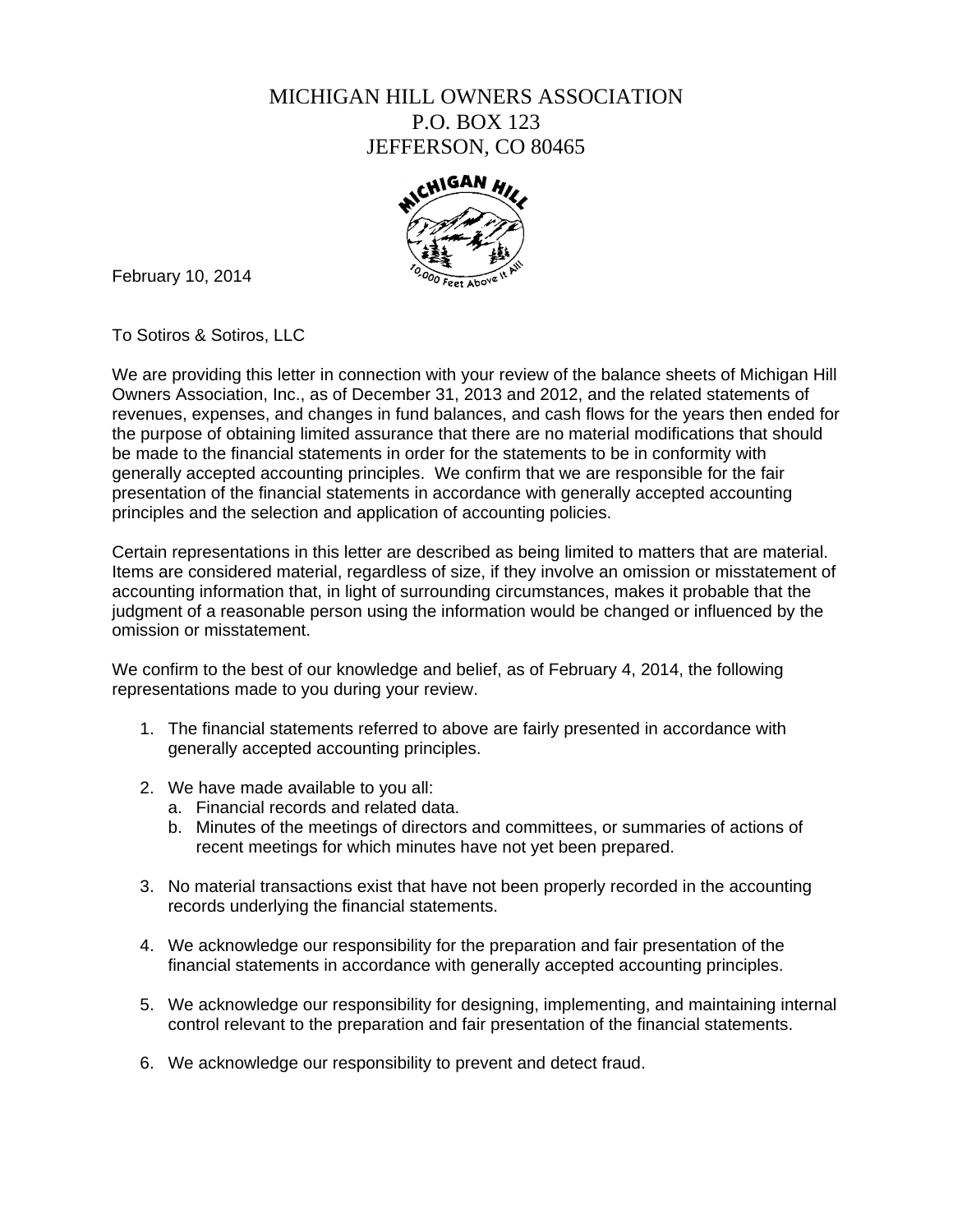MICHIGAN HILL OWNERS ASSOCIATION
P.O. BOX 123
JEFFERSON, CO 80465

February 10, 2014

To Sotiros & Sotiros, LLC

We are providing this letter in connection with your review of the balance sheets of Michigan Hill Owners Association, Inc., as of December 31, 2013 and 2012, and the related statements of revenues, expenses, and changes in fund balances, and cash flows for the years then ended for the purpose of obtaining limited assurance that there are no material modifications that should be made to the financial statements in order for the statements to be in conformity with generally accepted accounting principles. We confirm that we are responsible for the fair presentation of the financial statements in accordance with generally accepted accounting principles and the selection and application of accounting policies.

Certain representations in this letter are described as being limited to matters that are material. Items are considered material, regardless of size, if they involve an omission or misstatement of accounting information that, in light of surrounding circumstances, makes it probable that the judgment of a reasonable person using the information would be changed or influenced by the omission or misstatement.

We confirm to the best of our knowledge and belief, as of February 4, 2014, the following representations made to you during your review.

1. The financial statements referred to above are fairly presented in accordance with generally accepted accounting principles.

2. We have made available to you all:
   a. Financial records and related data.
   b. Minutes of the meetings of directors and committees, or summaries of actions of recent meetings for which minutes have not yet been prepared.

3. No material transactions exist that have not been properly recorded in the accounting records underlying the financial statements.

4. We acknowledge our responsibility for the preparation and fair presentation of the financial statements in accordance with generally accepted accounting principles.

5. We acknowledge our responsibility for designing, implementing, and maintaining internal control relevant to the preparation and fair presentation of the financial statements.

6. We acknowledge our responsibility to prevent and detect fraud.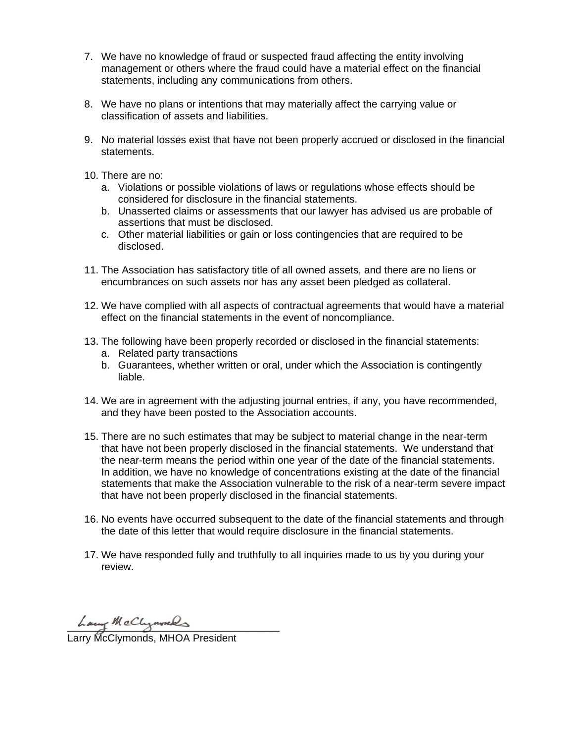7. We have no knowledge of fraud or suspected fraud affecting the entity involving management or others where the fraud could have a material effect on the financial statements, including any communications from others.

8. We have no plans or intentions that may materially affect the carrying value or classification of assets and liabilities.

9. No material losses exist that have not been properly accrued or disclosed in the financial statements.

10. There are no:
    a. Violations or possible violations of laws or regulations whose effects should be considered for disclosure in the financial statements.
    b. Unasserted claims or assessments that our lawyer has advised us are probable of assertions that must be disclosed.
    c. Other material liabilities or gain or loss contingencies that are required to be disclosed.

11. The Association has satisfactory title of all owned assets, and there are no liens or encumbrances on such assets nor has any asset been pledged as collateral.

12. We have complied with all aspects of contractual agreements that would have a material effect on the financial statements in the event of noncompliance.

13. The following have been properly recorded or disclosed in the financial statements:
    a. Related party transactions
    b. Guarantees, whether written or oral, under which the Association is contingently liable.

14. We are in agreement with the adjusting journal entries, if any, you have recommended, and they have been posted to the Association accounts.

15. There are no such estimates that may be subject to material change in the near-term that have not been properly disclosed in the financial statements. We understand that the near-term means the period within one year of the date of the financial statements. In addition, we have no knowledge of concentrations existing at the date of the financial statements that make the Association vulnerable to the risk of a near-term severe impact that have not been properly disclosed in the financial statements.

16. No events have occurred subsequent to the date of the financial statements and through the date of this letter that would require disclosure in the financial statements.

17. We have responded fully and truthfully to all inquiries made to us by you during your review.

Larry McClymonds

Larry McClymonds, MHOA President